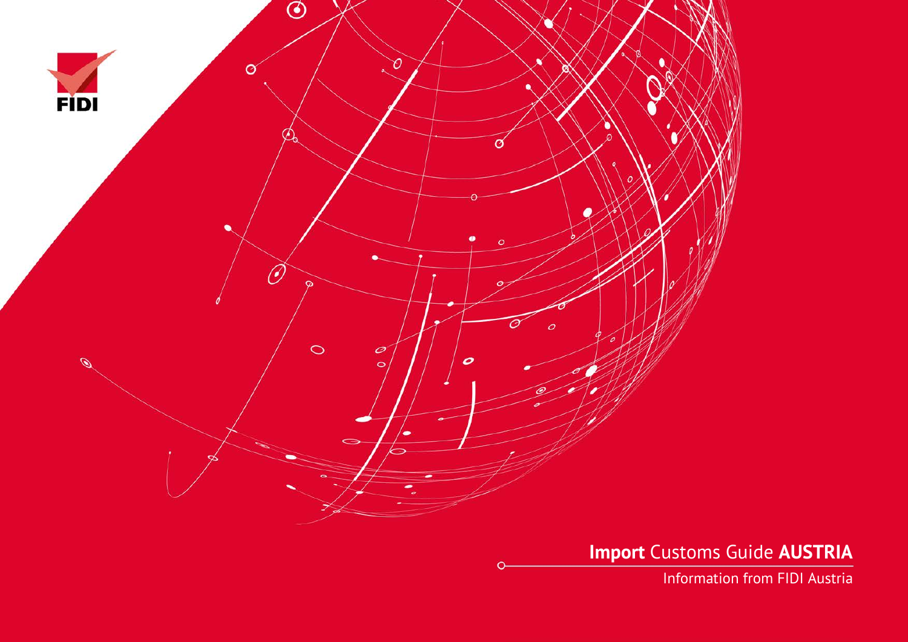FIDI

# **Import** Customs Guide **AUSTRIA**

Information from FIDI Austria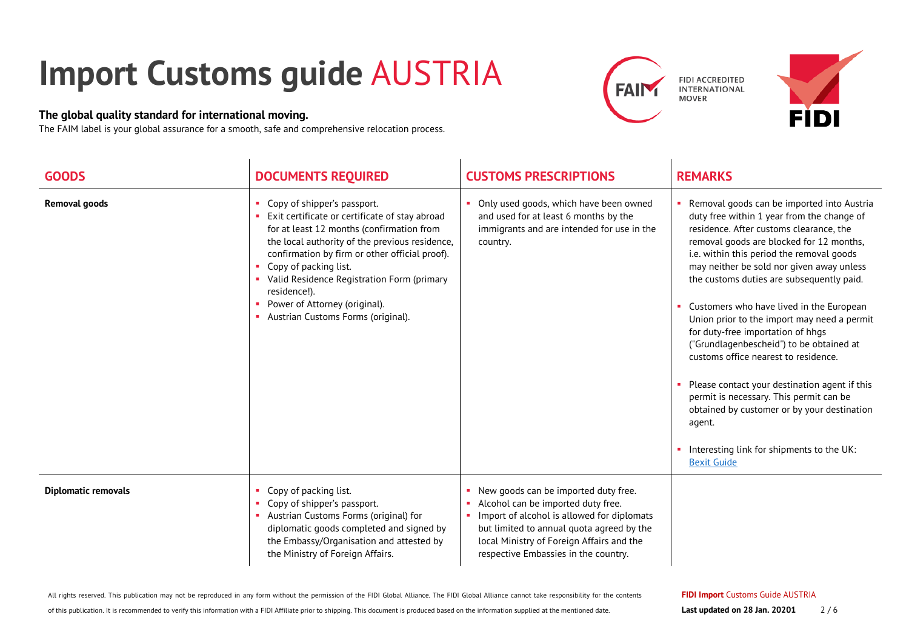# Import Customs guide AUSTRIA

**The global quality standard for international moving.**

The FAIM label is your global assurance for a smooth, safe and comprehensive relocation process.

FIDI ACCREDITED INTERNATIONAL MOVER

| GOODS | DOCUMENTS REQUIRED | CUSTOMS PRESCRIPTIONS | REMARKS |
|---|---|---|---|
| **Removal goods** | ▪ Copy of shipper's passport.<br>▪ Exit certificate or certificate of stay abroad for at least 12 months (confirmation from the local authority of the previous residence, confirmation by firm or other official proof).<br>▪ Copy of packing list.<br>▪ Valid Residence Registration Form (primary residence!).<br>▪ Power of Attorney (original).<br>▪ Austrian Customs Forms (original). | ▪ Only used goods, which have been owned and used for at least 6 months by the immigrants and are intended for use in the country. | ▪ Removal goods can be imported into Austria duty free within 1 year from the change of residence. After customs clearance, the removal goods are blocked for 12 months, i.e. within this period the removal goods may neither be sold nor given away unless the customs duties are subsequently paid.<br>▪ Customers who have lived in the European Union prior to the import may need a permit for duty-free importation of hhgs ("Grundlagenbescheid") to be obtained at customs office nearest to residence.<br>▪ Please contact your destination agent if this permit is necessary. This permit can be obtained by customer or by your destination agent.<br>▪ Interesting link for shipments to the UK: Bexit Guide |
| **Diplomatic removals** | ▪ Copy of packing list.<br>▪ Copy of shipper's passport.<br>▪ Austrian Customs Forms (original) for diplomatic goods completed and signed by the Embassy/Organisation and attested by the Ministry of Foreign Affairs. | ▪ New goods can be imported duty free.<br>▪ Alcohol can be imported duty free.<br>▪ Import of alcohol is allowed for diplomats but limited to annual quota agreed by the local Ministry of Foreign Affairs and the respective Embassies in the country. | |

All rights reserved. This publication may not be reproduced in any form without the permission of the FIDI Global Alliance. The FIDI Global Alliance cannot take responsibility for the contents of this publication. It is recommended to verify this information with a FIDI Affiliate prior to shipping. This document is produced based on the information supplied at the mentioned date.

**FIDI Import** Customs Guide AUSTRIA

**Last updated on 28 Jan. 20201**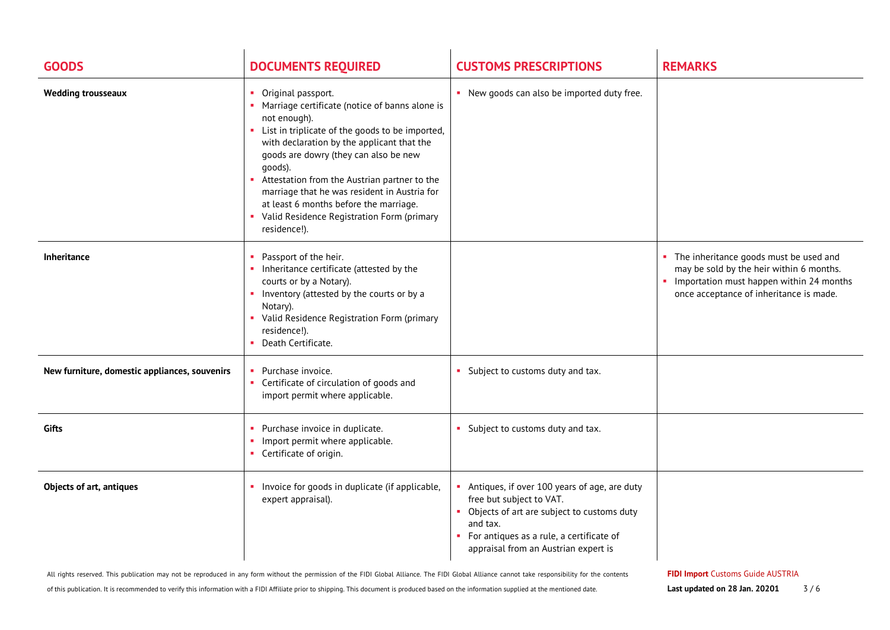| GOODS | DOCUMENTS REQUIRED | CUSTOMS PRESCRIPTIONS | REMARKS |
|---|---|---|---|
| **Wedding trousseaux** | ▪ Original passport.<br>▪ Marriage certificate (notice of banns alone is not enough).<br>▪ List in triplicate of the goods to be imported, with declaration by the applicant that the goods are dowry (they can also be new goods).<br>▪ Attestation from the Austrian partner to the marriage that he was resident in Austria for at least 6 months before the marriage.<br>▪ Valid Residence Registration Form (primary residence!). | ▪ New goods can also be imported duty free. | |
| **Inheritance** | ▪ Passport of the heir.<br>▪ Inheritance certificate (attested by the courts or by a Notary).<br>▪ Inventory (attested by the courts or by a Notary).<br>▪ Valid Residence Registration Form (primary residence!).<br>▪ Death Certificate. | | ▪ The inheritance goods must be used and may be sold by the heir within 6 months.<br>▪ Importation must happen within 24 months once acceptance of inheritance is made. |
| **New furniture, domestic appliances, souvenirs** | ▪ Purchase invoice.<br>▪ Certificate of circulation of goods and import permit where applicable. | ▪ Subject to customs duty and tax. | |
| **Gifts** | ▪ Purchase invoice in duplicate.<br>▪ Import permit where applicable.<br>▪ Certificate of origin. | ▪ Subject to customs duty and tax. | |
| **Objects of art, antiques** | ▪ Invoice for goods in duplicate (if applicable, expert appraisal). | ▪ Antiques, if over 100 years of age, are duty free but subject to VAT.<br>▪ Objects of art are subject to customs duty and tax.<br>▪ For antiques as a rule, a certificate of appraisal from an Austrian expert is | |

All rights reserved. This publication may not be reproduced in any form without the permission of the FIDI Global Alliance. The FIDI Global Alliance cannot take responsibility for the contents of this publication. It is recommended to verify this information with a FIDI Affiliate prior to shipping. This document is produced based on the information supplied at the mentioned date.

**FIDI Import** Customs Guide AUSTRIA

**Last updated on 28 Jan. 20201**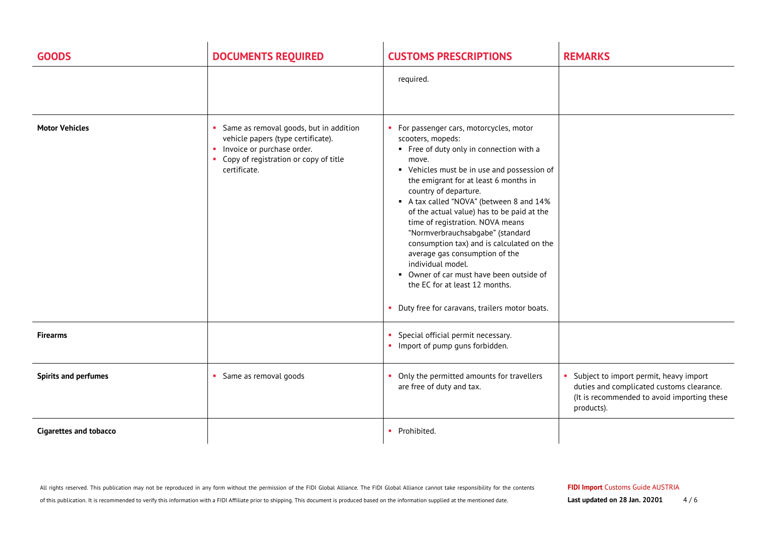| GOODS | DOCUMENTS REQUIRED | CUSTOMS PRESCRIPTIONS | REMARKS |
|---|---|---|---|
| | | required. | |
| **Motor Vehicles** | ▪ Same as removal goods, but in addition vehicle papers (type certificate).<br>▪ Invoice or purchase order.<br>▪ Copy of registration or copy of title certificate. | ▪ For passenger cars, motorcycles, motor scooters, mopeds:<br>&nbsp;&nbsp;▪ Free of duty only in connection with a move.<br>&nbsp;&nbsp;▪ Vehicles must be in use and possession of the emigrant for at least 6 months in country of departure.<br>&nbsp;&nbsp;▪ A tax called "NOVA" (between 8 and 14% of the actual value) has to be paid at the time of registration. NOVA means "Normverbrauchsabgabe" (standard consumption tax) and is calculated on the average gas consumption of the individual model.<br>&nbsp;&nbsp;▪ Owner of car must have been outside of the EC for at least 12 months.<br>▪ Duty free for caravans, trailers motor boats. | |
| **Firearms** | | ▪ Special official permit necessary.<br>▪ Import of pump guns forbidden. | |
| **Spirits and perfumes** | ▪ Same as removal goods | ▪ Only the permitted amounts for travellers are free of duty and tax. | ▪ Subject to import permit, heavy import duties and complicated customs clearance. (It is recommended to avoid importing these products). |
| **Cigarettes and tobacco** | | ▪ Prohibited. | |

All rights reserved. This publication may not be reproduced in any form without the permission of the FIDI Global Alliance. The FIDI Global Alliance cannot take responsibility for the contents of this publication. It is recommended to verify this information with a FIDI Affiliate prior to shipping. This document is produced based on the information supplied at the mentioned date.

**FIDI Import** Customs Guide AUSTRIA

**Last updated on 28 Jan. 20201**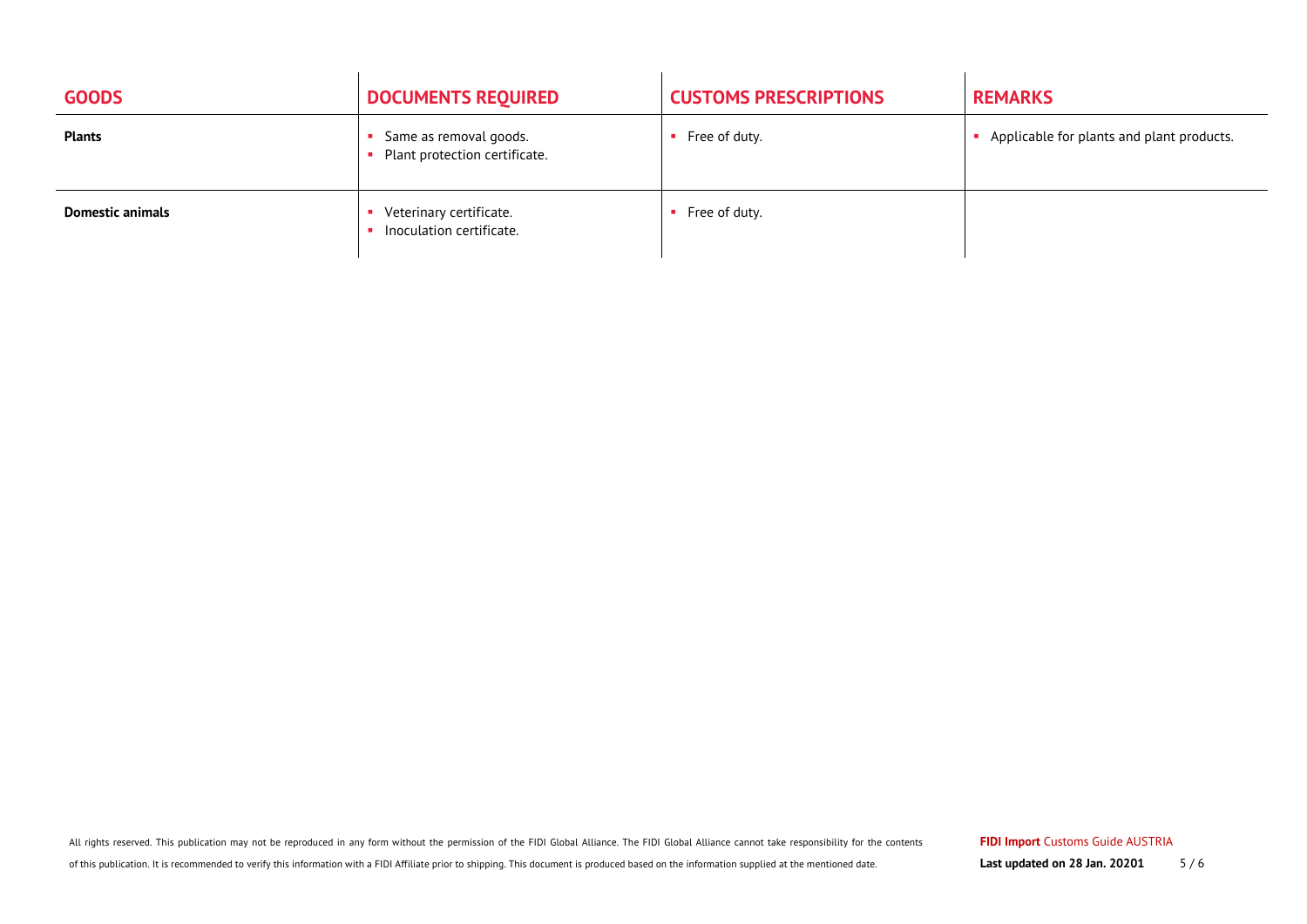| GOODS | DOCUMENTS REQUIRED | CUSTOMS PRESCRIPTIONS | REMARKS |
| --- | --- | --- | --- |
| **Plants** | ▪ Same as removal goods.<br>▪ Plant protection certificate. | ▪ Free of duty. | ▪ Applicable for plants and plant products. |
| **Domestic animals** | ▪ Veterinary certificate.<br>▪ Inoculation certificate. | ▪ Free of duty. | |

All rights reserved. This publication may not be reproduced in any form without the permission of the FIDI Global Alliance. The FIDI Global Alliance cannot take responsibility for the contents of this publication. It is recommended to verify this information with a FIDI Affiliate prior to shipping. This document is produced based on the information supplied at the mentioned date.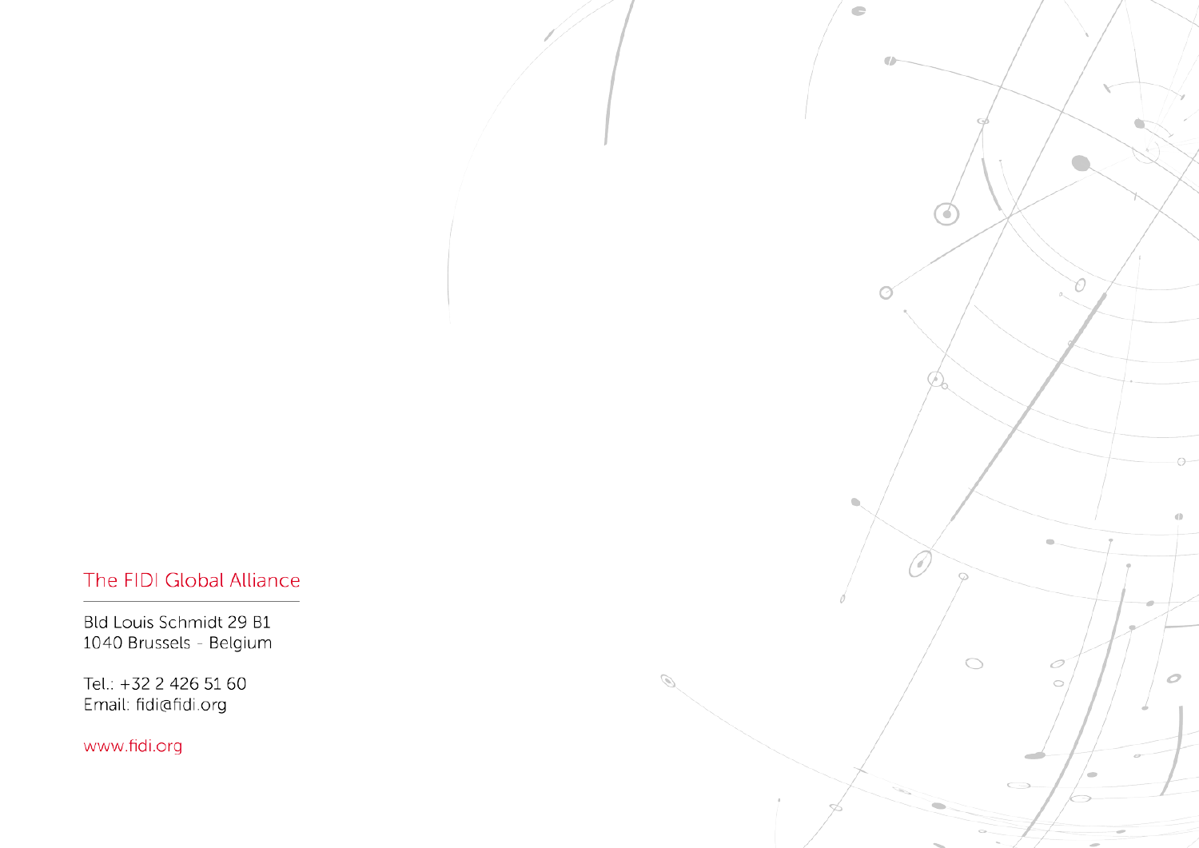The FIDI Global Alliance

Bld Louis Schmidt 29 B1
1040 Brussels - Belgium

Tel.: +32 2 426 51 60
Email: fidi@fidi.org

www.fidi.org